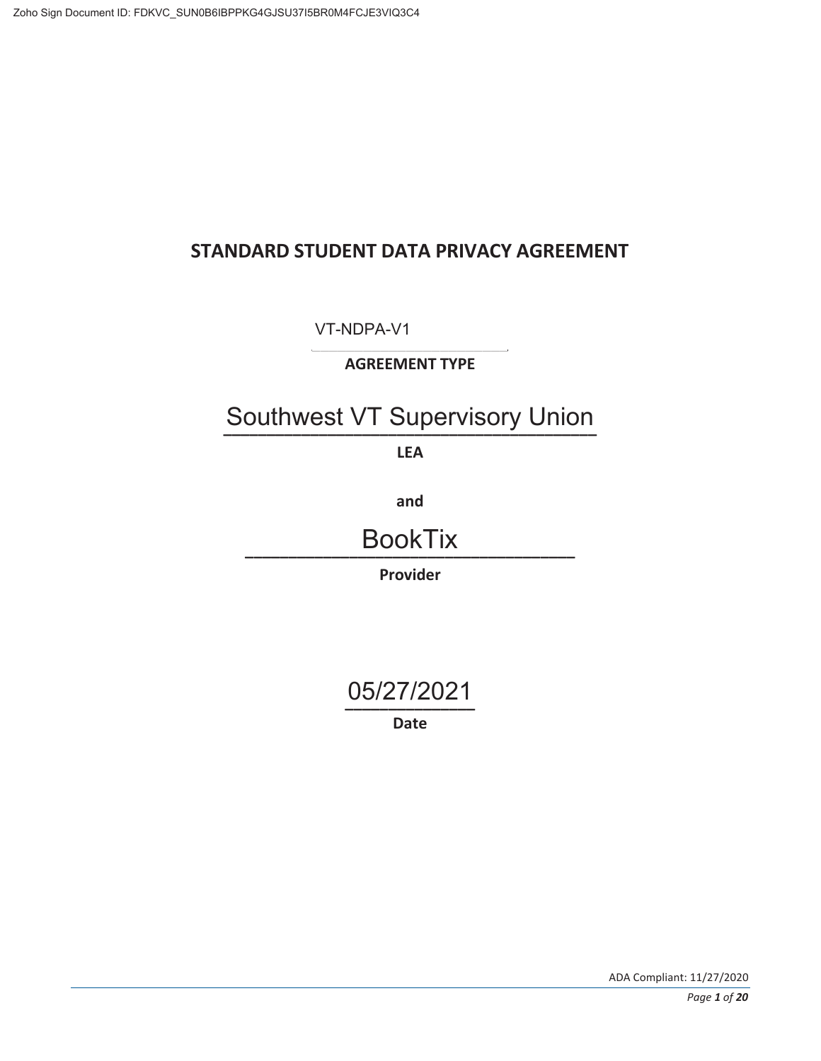# STANDARD STUDENT DATA PRIVACY AGREEMENT

VT-NDPA-V1

**AGREEMENT TYPE**

Southwest VT Supervisory Union

**LEA**

**and**

BookTix

**Provider**

05/27/2021

**Date**

ADA Compliant: 11/27/2020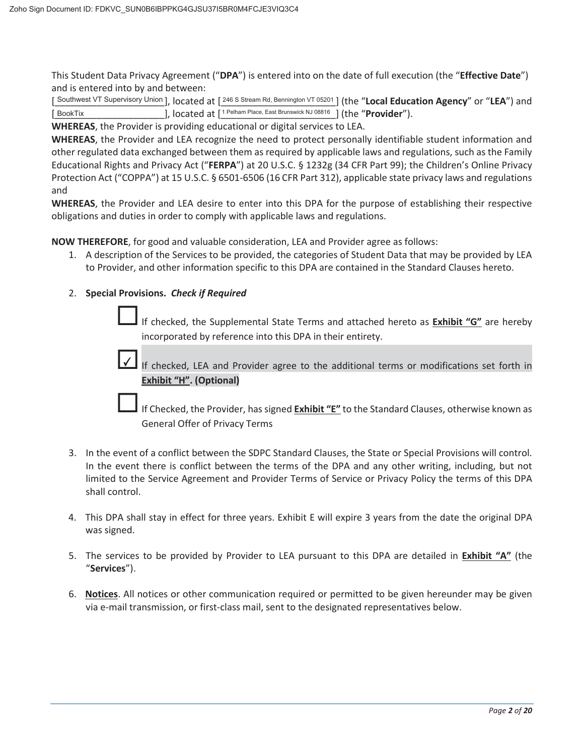This Student Data Privacy Agreement ("**DPA**") is entered into on the date of full execution (the "**Effective Date**") and is entered into by and between:

[ Southwest VT Supervisory Union ], located at [ 246 S Stream Rd, Bennington VT 05201 ] (the "**Local Education Agency**" or "**LEA**") and [ BookTix ], located at [ 1 Pelham Place, East Brunswick NJ 08816 ] (the "**Provider**").

**WHEREAS**, the Provider is providing educational or digital services to LEA.

**WHEREAS**, the Provider and LEA recognize the need to protect personally identifiable student information and other regulated data exchanged between them as required by applicable laws and regulations, such as the Family Educational Rights and Privacy Act ("**FERPA**") at 20 U.S.C. § 1232g (34 CFR Part 99); the Children's Online Privacy Protection Act ("COPPA") at 15 U.S.C. § 6501-6506 (16 CFR Part 312), applicable state privacy laws and regulations and

**WHEREAS**, the Provider and LEA desire to enter into this DPA for the purpose of establishing their respective obligations and duties in order to comply with applicable laws and regulations.

**NOW THEREFORE**, for good and valuable consideration, LEA and Provider agree as follows:

1. A description of the Services to be provided, the categories of Student Data that may be provided by LEA to Provider, and other information specific to this DPA are contained in the Standard Clauses hereto.

2. **Special Provisions.** ***Check if Required***

   ☐ If checked, the Supplemental State Terms and attached hereto as **<u>Exhibit "G"</u>** are hereby incorporated by reference into this DPA in their entirety.

   ☑ If checked, LEA and Provider agree to the additional terms or modifications set forth in **<u>Exhibit "H"</u>. (Optional)**

   ☐ If Checked, the Provider, has signed **<u>Exhibit "E"</u>** to the Standard Clauses, otherwise known as General Offer of Privacy Terms

3. In the event of a conflict between the SDPC Standard Clauses, the State or Special Provisions will control. In the event there is conflict between the terms of the DPA and any other writing, including, but not limited to the Service Agreement and Provider Terms of Service or Privacy Policy the terms of this DPA shall control.

4. This DPA shall stay in effect for three years. Exhibit E will expire 3 years from the date the original DPA was signed.

5. The services to be provided by Provider to LEA pursuant to this DPA are detailed in **<u>Exhibit "A"</u>** (the "**Services**").

6. **<u>Notices</u>**. All notices or other communication required or permitted to be given hereunder may be given via e-mail transmission, or first-class mail, sent to the designated representatives below.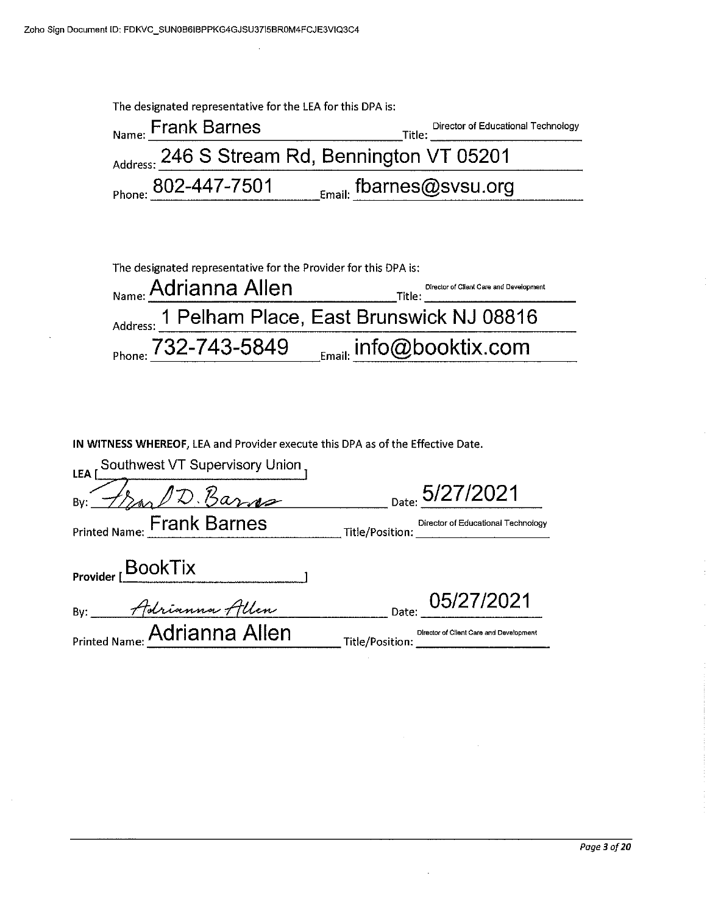The designated representative for the LEA for this DPA is:

Name: Frank Barnes Title: Director of Educational Technology

Address: 246 S Stream Rd, Bennington VT 05201

Phone: 802-447-7501 Email: fbarnes@svsu.org

The designated representative for the Provider for this DPA is:

Name: Adrianna Allen Title: Director of Client Care and Development

Address: 1 Pelham Place, East Brunswick NJ 08816

Phone: 732-743-5849 Email: info@booktix.com

**IN WITNESS WHEREOF**, LEA and Provider execute this DPA as of the Effective Date.

**LEA** [ Southwest VT Supervisory Union ]

By: Frank D. Barnes Date: 5/27/2021

Printed Name: Frank Barnes Title/Position: Director of Educational Technology

**Provider** [ BookTix ]

By: Adrianna Allen Date: 05/27/2021

Printed Name: Adrianna Allen Title/Position: Director of Client Care and Development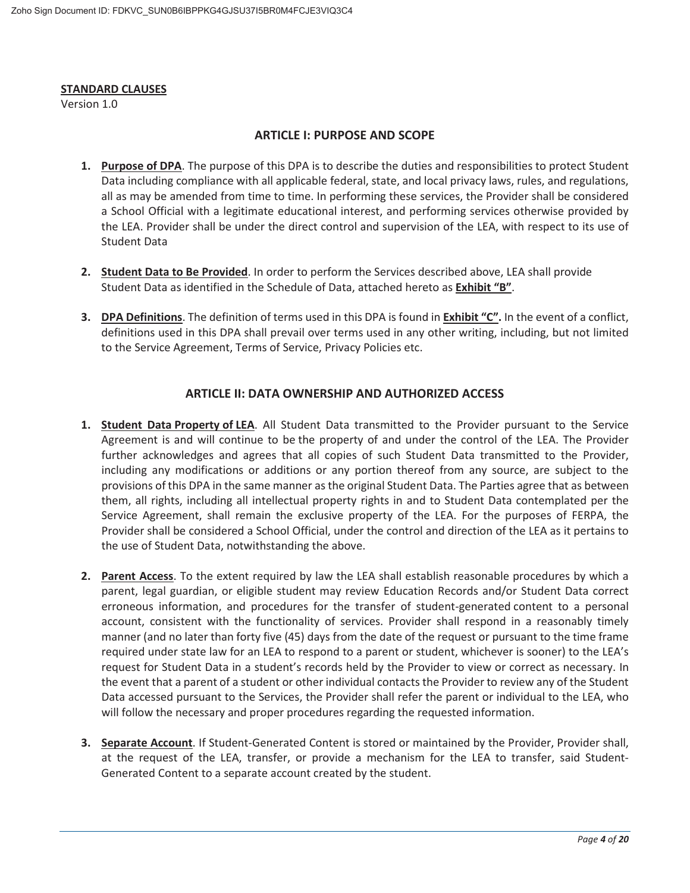**STANDARD CLAUSES**
Version 1.0

## ARTICLE I: PURPOSE AND SCOPE

1. **Purpose of DPA**. The purpose of this DPA is to describe the duties and responsibilities to protect Student Data including compliance with all applicable federal, state, and local privacy laws, rules, and regulations, all as may be amended from time to time. In performing these services, the Provider shall be considered a School Official with a legitimate educational interest, and performing services otherwise provided by the LEA. Provider shall be under the direct control and supervision of the LEA, with respect to its use of Student Data

2. **Student Data to Be Provided**. In order to perform the Services described above, LEA shall provide Student Data as identified in the Schedule of Data, attached hereto as **Exhibit "B"**.

3. **DPA Definitions**. The definition of terms used in this DPA is found in **Exhibit "C".** In the event of a conflict, definitions used in this DPA shall prevail over terms used in any other writing, including, but not limited to the Service Agreement, Terms of Service, Privacy Policies etc.

## ARTICLE II: DATA OWNERSHIP AND AUTHORIZED ACCESS

1. **Student Data Property of LEA**. All Student Data transmitted to the Provider pursuant to the Service Agreement is and will continue to be the property of and under the control of the LEA. The Provider further acknowledges and agrees that all copies of such Student Data transmitted to the Provider, including any modifications or additions or any portion thereof from any source, are subject to the provisions of this DPA in the same manner as the original Student Data. The Parties agree that as between them, all rights, including all intellectual property rights in and to Student Data contemplated per the Service Agreement, shall remain the exclusive property of the LEA. For the purposes of FERPA, the Provider shall be considered a School Official, under the control and direction of the LEA as it pertains to the use of Student Data, notwithstanding the above.

2. **Parent Access**. To the extent required by law the LEA shall establish reasonable procedures by which a parent, legal guardian, or eligible student may review Education Records and/or Student Data correct erroneous information, and procedures for the transfer of student-generated content to a personal account, consistent with the functionality of services. Provider shall respond in a reasonably timely manner (and no later than forty five (45) days from the date of the request or pursuant to the time frame required under state law for an LEA to respond to a parent or student, whichever is sooner) to the LEA's request for Student Data in a student's records held by the Provider to view or correct as necessary. In the event that a parent of a student or other individual contacts the Provider to review any of the Student Data accessed pursuant to the Services, the Provider shall refer the parent or individual to the LEA, who will follow the necessary and proper procedures regarding the requested information.

3. **Separate Account**. If Student-Generated Content is stored or maintained by the Provider, Provider shall, at the request of the LEA, transfer, or provide a mechanism for the LEA to transfer, said Student-Generated Content to a separate account created by the student.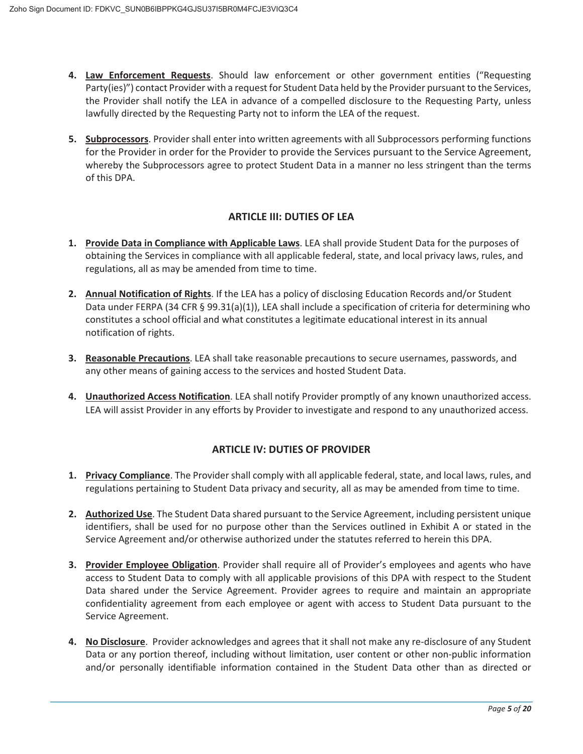4. **Law Enforcement Requests**. Should law enforcement or other government entities ("Requesting Party(ies)") contact Provider with a request for Student Data held by the Provider pursuant to the Services, the Provider shall notify the LEA in advance of a compelled disclosure to the Requesting Party, unless lawfully directed by the Requesting Party not to inform the LEA of the request.

5. **Subprocessors**. Provider shall enter into written agreements with all Subprocessors performing functions for the Provider in order for the Provider to provide the Services pursuant to the Service Agreement, whereby the Subprocessors agree to protect Student Data in a manner no less stringent than the terms of this DPA.

## ARTICLE III: DUTIES OF LEA

1. **Provide Data in Compliance with Applicable Laws**. LEA shall provide Student Data for the purposes of obtaining the Services in compliance with all applicable federal, state, and local privacy laws, rules, and regulations, all as may be amended from time to time.

2. **Annual Notification of Rights**. If the LEA has a policy of disclosing Education Records and/or Student Data under FERPA (34 CFR § 99.31(a)(1)), LEA shall include a specification of criteria for determining who constitutes a school official and what constitutes a legitimate educational interest in its annual notification of rights.

3. **Reasonable Precautions**. LEA shall take reasonable precautions to secure usernames, passwords, and any other means of gaining access to the services and hosted Student Data.

4. **Unauthorized Access Notification**. LEA shall notify Provider promptly of any known unauthorized access. LEA will assist Provider in any efforts by Provider to investigate and respond to any unauthorized access.

## ARTICLE IV: DUTIES OF PROVIDER

1. **Privacy Compliance**. The Provider shall comply with all applicable federal, state, and local laws, rules, and regulations pertaining to Student Data privacy and security, all as may be amended from time to time.

2. **Authorized Use**. The Student Data shared pursuant to the Service Agreement, including persistent unique identifiers, shall be used for no purpose other than the Services outlined in Exhibit A or stated in the Service Agreement and/or otherwise authorized under the statutes referred to herein this DPA.

3. **Provider Employee Obligation**. Provider shall require all of Provider's employees and agents who have access to Student Data to comply with all applicable provisions of this DPA with respect to the Student Data shared under the Service Agreement. Provider agrees to require and maintain an appropriate confidentiality agreement from each employee or agent with access to Student Data pursuant to the Service Agreement.

4. **No Disclosure**. Provider acknowledges and agrees that it shall not make any re-disclosure of any Student Data or any portion thereof, including without limitation, user content or other non-public information and/or personally identifiable information contained in the Student Data other than as directed or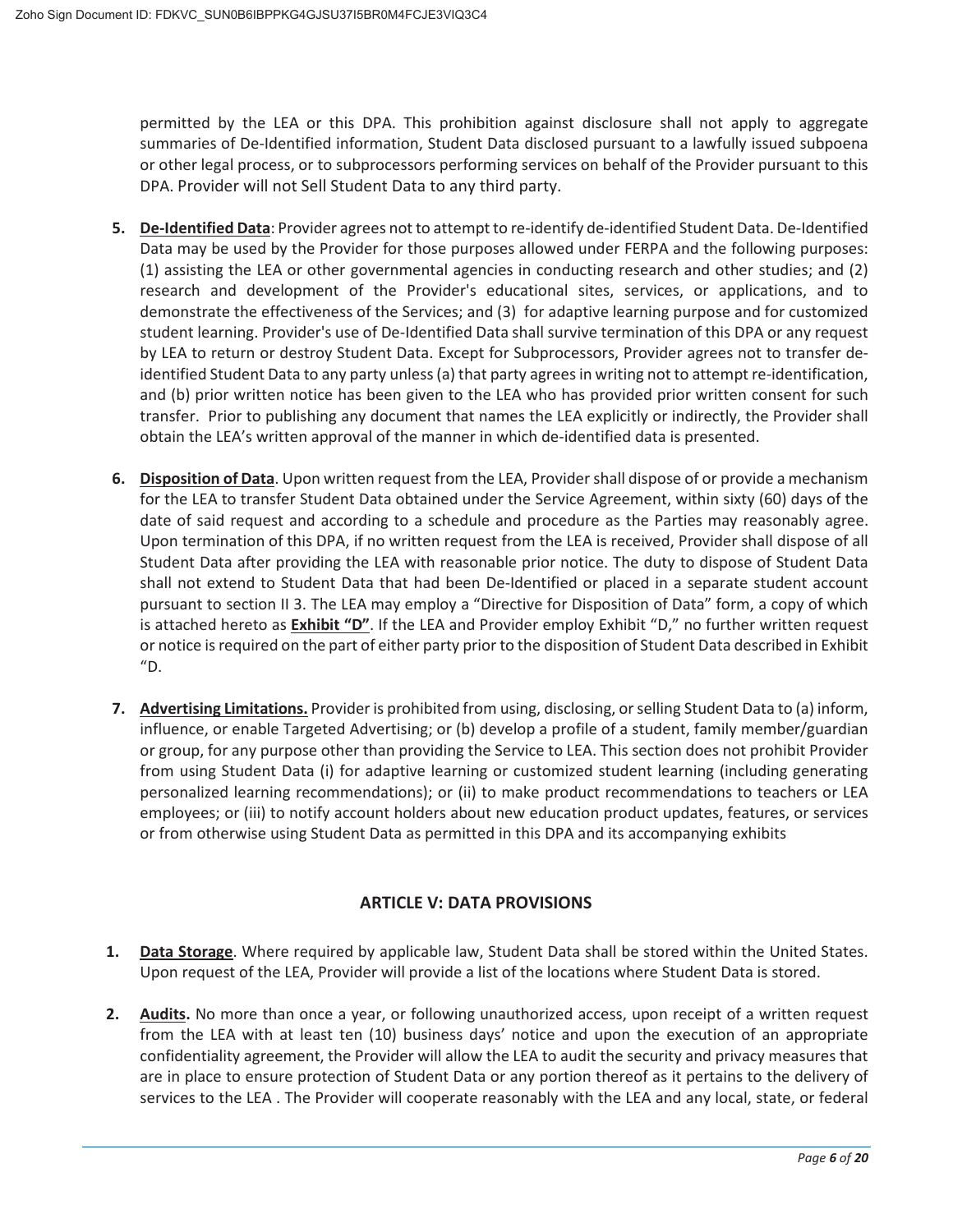permitted by the LEA or this DPA. This prohibition against disclosure shall not apply to aggregate summaries of De-Identified information, Student Data disclosed pursuant to a lawfully issued subpoena or other legal process, or to subprocessors performing services on behalf of the Provider pursuant to this DPA. Provider will not Sell Student Data to any third party.

5. **De-Identified Data**: Provider agrees not to attempt to re-identify de-identified Student Data. De-Identified Data may be used by the Provider for those purposes allowed under FERPA and the following purposes: (1) assisting the LEA or other governmental agencies in conducting research and other studies; and (2) research and development of the Provider's educational sites, services, or applications, and to demonstrate the effectiveness of the Services; and (3) for adaptive learning purpose and for customized student learning. Provider's use of De-Identified Data shall survive termination of this DPA or any request by LEA to return or destroy Student Data. Except for Subprocessors, Provider agrees not to transfer de-identified Student Data to any party unless (a) that party agrees in writing not to attempt re-identification, and (b) prior written notice has been given to the LEA who has provided prior written consent for such transfer. Prior to publishing any document that names the LEA explicitly or indirectly, the Provider shall obtain the LEA's written approval of the manner in which de-identified data is presented.

6. **Disposition of Data**. Upon written request from the LEA, Provider shall dispose of or provide a mechanism for the LEA to transfer Student Data obtained under the Service Agreement, within sixty (60) days of the date of said request and according to a schedule and procedure as the Parties may reasonably agree. Upon termination of this DPA, if no written request from the LEA is received, Provider shall dispose of all Student Data after providing the LEA with reasonable prior notice. The duty to dispose of Student Data shall not extend to Student Data that had been De-Identified or placed in a separate student account pursuant to section II 3. The LEA may employ a "Directive for Disposition of Data" form, a copy of which is attached hereto as **Exhibit "D"**. If the LEA and Provider employ Exhibit "D," no further written request or notice is required on the part of either party prior to the disposition of Student Data described in Exhibit "D.

7. **Advertising Limitations.** Provider is prohibited from using, disclosing, or selling Student Data to (a) inform, influence, or enable Targeted Advertising; or (b) develop a profile of a student, family member/guardian or group, for any purpose other than providing the Service to LEA. This section does not prohibit Provider from using Student Data (i) for adaptive learning or customized student learning (including generating personalized learning recommendations); or (ii) to make product recommendations to teachers or LEA employees; or (iii) to notify account holders about new education product updates, features, or services or from otherwise using Student Data as permitted in this DPA and its accompanying exhibits

## ARTICLE V: DATA PROVISIONS

1. **Data Storage**. Where required by applicable law, Student Data shall be stored within the United States. Upon request of the LEA, Provider will provide a list of the locations where Student Data is stored.

2. **Audits.** No more than once a year, or following unauthorized access, upon receipt of a written request from the LEA with at least ten (10) business days' notice and upon the execution of an appropriate confidentiality agreement, the Provider will allow the LEA to audit the security and privacy measures that are in place to ensure protection of Student Data or any portion thereof as it pertains to the delivery of services to the LEA . The Provider will cooperate reasonably with the LEA and any local, state, or federal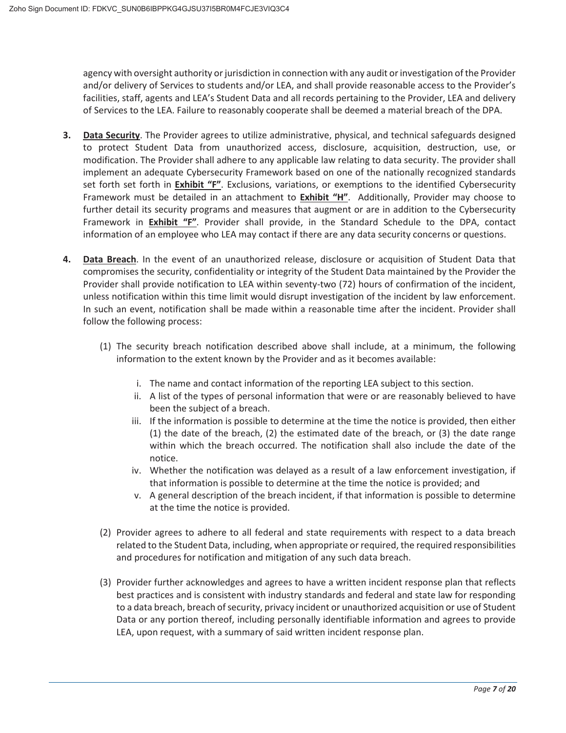agency with oversight authority or jurisdiction in connection with any audit or investigation of the Provider and/or delivery of Services to students and/or LEA, and shall provide reasonable access to the Provider's facilities, staff, agents and LEA's Student Data and all records pertaining to the Provider, LEA and delivery of Services to the LEA. Failure to reasonably cooperate shall be deemed a material breach of the DPA.

**3.** **Data Security**. The Provider agrees to utilize administrative, physical, and technical safeguards designed to protect Student Data from unauthorized access, disclosure, acquisition, destruction, use, or modification. The Provider shall adhere to any applicable law relating to data security. The provider shall implement an adequate Cybersecurity Framework based on one of the nationally recognized standards set forth set forth in **Exhibit "F"**. Exclusions, variations, or exemptions to the identified Cybersecurity Framework must be detailed in an attachment to **Exhibit "H"**. Additionally, Provider may choose to further detail its security programs and measures that augment or are in addition to the Cybersecurity Framework in **Exhibit "F"**. Provider shall provide, in the Standard Schedule to the DPA, contact information of an employee who LEA may contact if there are any data security concerns or questions.

**4.** **Data Breach**. In the event of an unauthorized release, disclosure or acquisition of Student Data that compromises the security, confidentiality or integrity of the Student Data maintained by the Provider the Provider shall provide notification to LEA within seventy-two (72) hours of confirmation of the incident, unless notification within this time limit would disrupt investigation of the incident by law enforcement. In such an event, notification shall be made within a reasonable time after the incident. Provider shall follow the following process:

(1) The security breach notification described above shall include, at a minimum, the following information to the extent known by the Provider and as it becomes available:

i. The name and contact information of the reporting LEA subject to this section.

ii. A list of the types of personal information that were or are reasonably believed to have been the subject of a breach.

iii. If the information is possible to determine at the time the notice is provided, then either (1) the date of the breach, (2) the estimated date of the breach, or (3) the date range within which the breach occurred. The notification shall also include the date of the notice.

iv. Whether the notification was delayed as a result of a law enforcement investigation, if that information is possible to determine at the time the notice is provided; and

v. A general description of the breach incident, if that information is possible to determine at the time the notice is provided.

(2) Provider agrees to adhere to all federal and state requirements with respect to a data breach related to the Student Data, including, when appropriate or required, the required responsibilities and procedures for notification and mitigation of any such data breach.

(3) Provider further acknowledges and agrees to have a written incident response plan that reflects best practices and is consistent with industry standards and federal and state law for responding to a data breach, breach of security, privacy incident or unauthorized acquisition or use of Student Data or any portion thereof, including personally identifiable information and agrees to provide LEA, upon request, with a summary of said written incident response plan.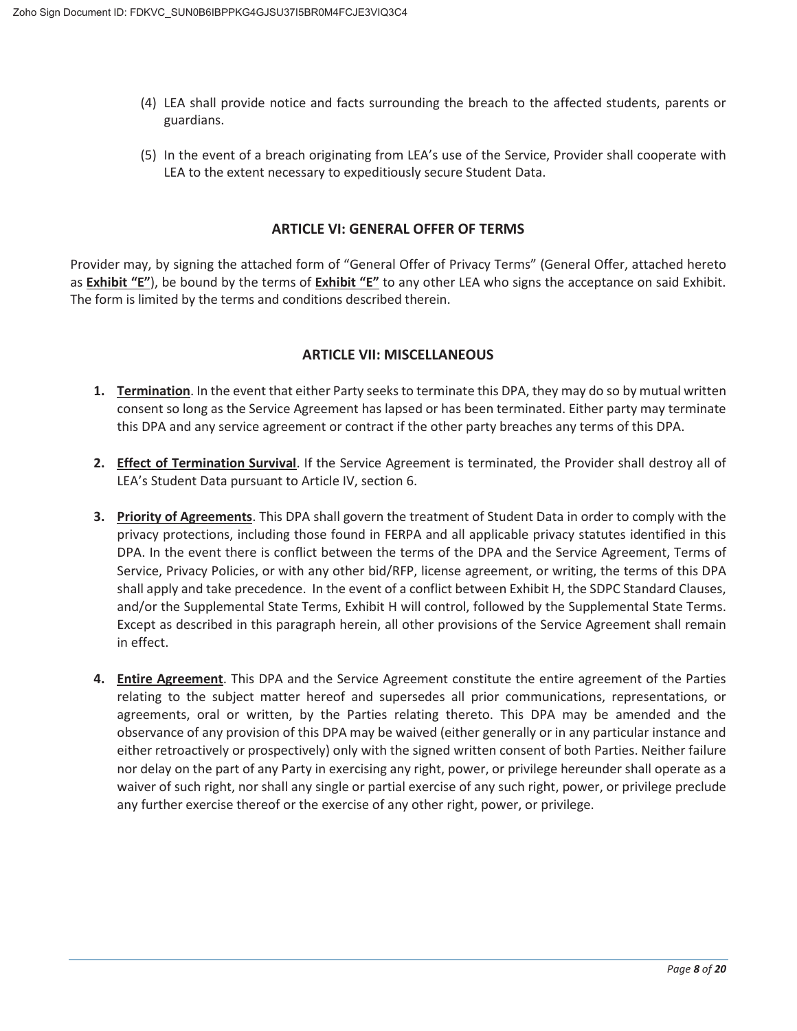(4) LEA shall provide notice and facts surrounding the breach to the affected students, parents or guardians.

(5) In the event of a breach originating from LEA's use of the Service, Provider shall cooperate with LEA to the extent necessary to expeditiously secure Student Data.

## ARTICLE VI: GENERAL OFFER OF TERMS

Provider may, by signing the attached form of "General Offer of Privacy Terms" (General Offer, attached hereto as **Exhibit "E"**), be bound by the terms of **Exhibit "E"** to any other LEA who signs the acceptance on said Exhibit. The form is limited by the terms and conditions described therein.

## ARTICLE VII: MISCELLANEOUS

1. **Termination**. In the event that either Party seeks to terminate this DPA, they may do so by mutual written consent so long as the Service Agreement has lapsed or has been terminated. Either party may terminate this DPA and any service agreement or contract if the other party breaches any terms of this DPA.

2. **Effect of Termination Survival**. If the Service Agreement is terminated, the Provider shall destroy all of LEA's Student Data pursuant to Article IV, section 6.

3. **Priority of Agreements**. This DPA shall govern the treatment of Student Data in order to comply with the privacy protections, including those found in FERPA and all applicable privacy statutes identified in this DPA. In the event there is conflict between the terms of the DPA and the Service Agreement, Terms of Service, Privacy Policies, or with any other bid/RFP, license agreement, or writing, the terms of this DPA shall apply and take precedence. In the event of a conflict between Exhibit H, the SDPC Standard Clauses, and/or the Supplemental State Terms, Exhibit H will control, followed by the Supplemental State Terms. Except as described in this paragraph herein, all other provisions of the Service Agreement shall remain in effect.

4. **Entire Agreement**. This DPA and the Service Agreement constitute the entire agreement of the Parties relating to the subject matter hereof and supersedes all prior communications, representations, or agreements, oral or written, by the Parties relating thereto. This DPA may be amended and the observance of any provision of this DPA may be waived (either generally or in any particular instance and either retroactively or prospectively) only with the signed written consent of both Parties. Neither failure nor delay on the part of any Party in exercising any right, power, or privilege hereunder shall operate as a waiver of such right, nor shall any single or partial exercise of any such right, power, or privilege preclude any further exercise thereof or the exercise of any other right, power, or privilege.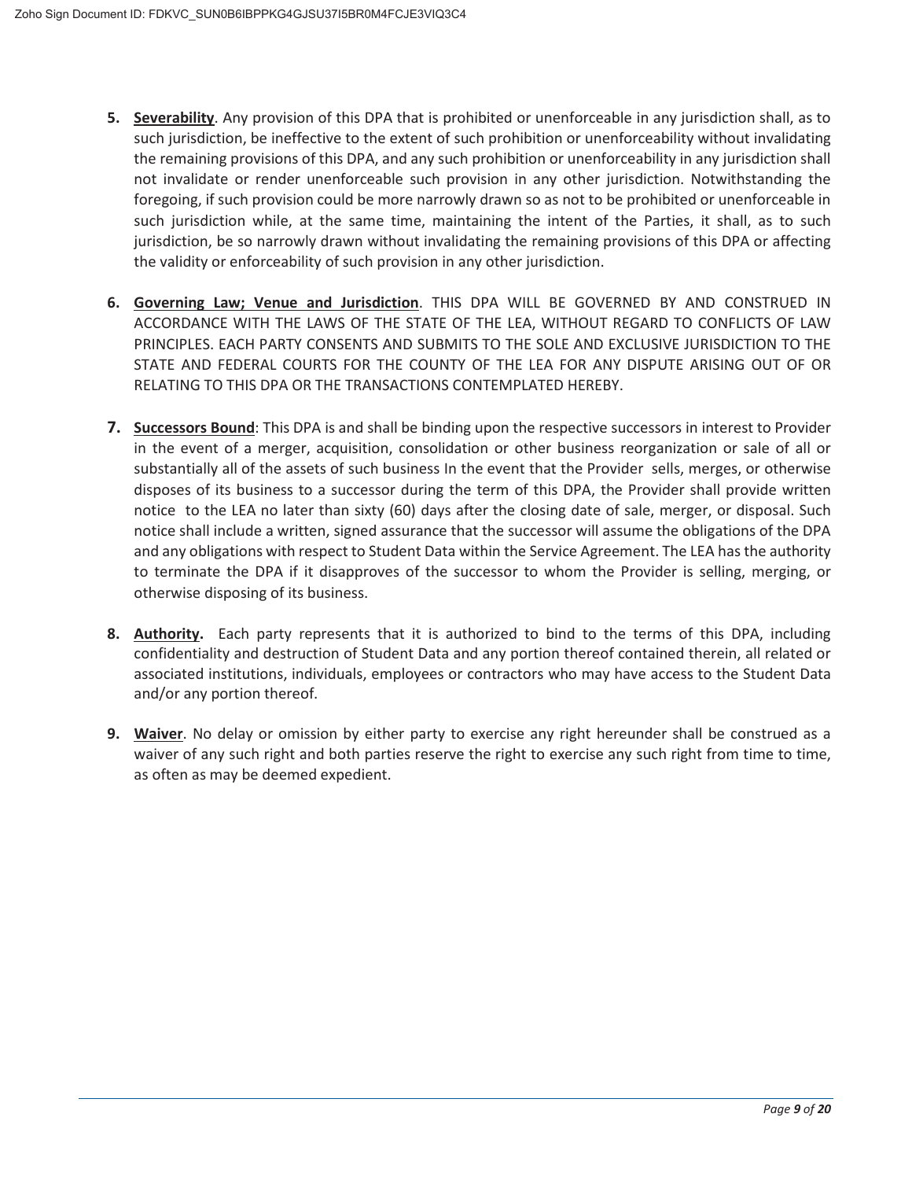5. **Severability**. Any provision of this DPA that is prohibited or unenforceable in any jurisdiction shall, as to such jurisdiction, be ineffective to the extent of such prohibition or unenforceability without invalidating the remaining provisions of this DPA, and any such prohibition or unenforceability in any jurisdiction shall not invalidate or render unenforceable such provision in any other jurisdiction. Notwithstanding the foregoing, if such provision could be more narrowly drawn so as not to be prohibited or unenforceable in such jurisdiction while, at the same time, maintaining the intent of the Parties, it shall, as to such jurisdiction, be so narrowly drawn without invalidating the remaining provisions of this DPA or affecting the validity or enforceability of such provision in any other jurisdiction.

6. **Governing Law; Venue and Jurisdiction**. THIS DPA WILL BE GOVERNED BY AND CONSTRUED IN ACCORDANCE WITH THE LAWS OF THE STATE OF THE LEA, WITHOUT REGARD TO CONFLICTS OF LAW PRINCIPLES. EACH PARTY CONSENTS AND SUBMITS TO THE SOLE AND EXCLUSIVE JURISDICTION TO THE STATE AND FEDERAL COURTS FOR THE COUNTY OF THE LEA FOR ANY DISPUTE ARISING OUT OF OR RELATING TO THIS DPA OR THE TRANSACTIONS CONTEMPLATED HEREBY.

7. **Successors Bound**: This DPA is and shall be binding upon the respective successors in interest to Provider in the event of a merger, acquisition, consolidation or other business reorganization or sale of all or substantially all of the assets of such business In the event that the Provider sells, merges, or otherwise disposes of its business to a successor during the term of this DPA, the Provider shall provide written notice to the LEA no later than sixty (60) days after the closing date of sale, merger, or disposal. Such notice shall include a written, signed assurance that the successor will assume the obligations of the DPA and any obligations with respect to Student Data within the Service Agreement. The LEA has the authority to terminate the DPA if it disapproves of the successor to whom the Provider is selling, merging, or otherwise disposing of its business.

8. **Authority.** Each party represents that it is authorized to bind to the terms of this DPA, including confidentiality and destruction of Student Data and any portion thereof contained therein, all related or associated institutions, individuals, employees or contractors who may have access to the Student Data and/or any portion thereof.

9. **Waiver**. No delay or omission by either party to exercise any right hereunder shall be construed as a waiver of any such right and both parties reserve the right to exercise any such right from time to time, as often as may be deemed expedient.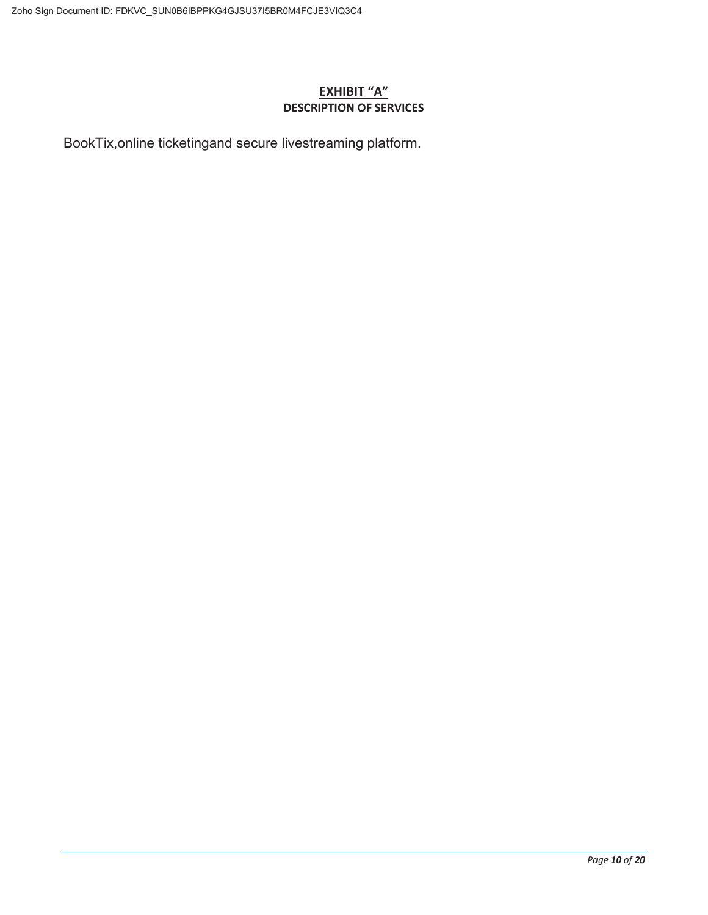# EXHIBIT "A"

## DESCRIPTION OF SERVICES

BookTix,online ticketingand secure livestreaming platform.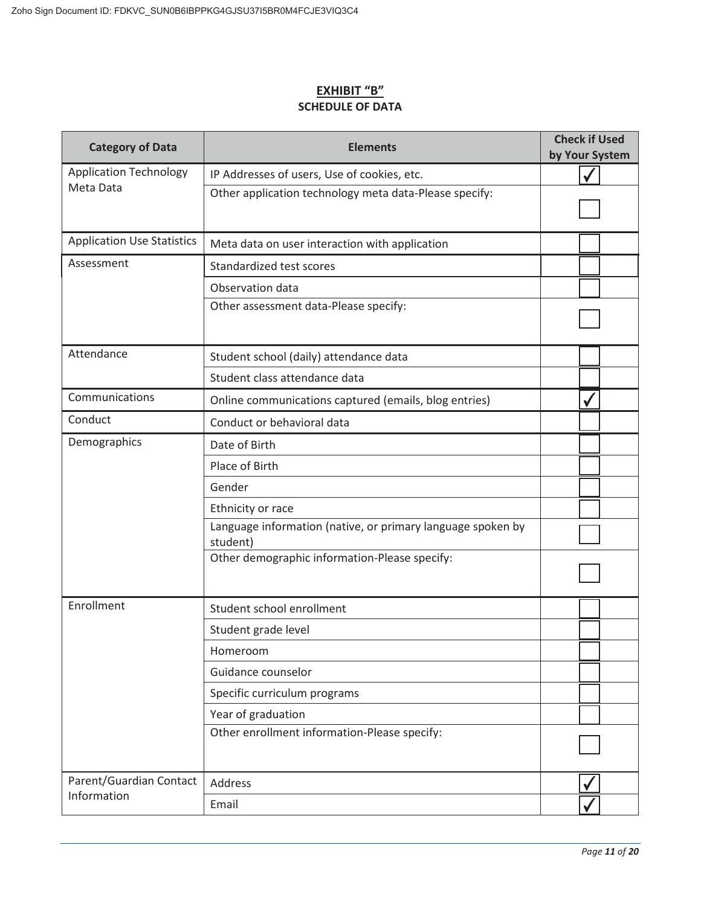**EXHIBIT "B"**

**SCHEDULE OF DATA**

| Category of Data | Elements | Check if Used by Your System |
|---|---|---|
| Application Technology Meta Data | IP Addresses of users, Use of cookies, etc. | ✓ |
| | Other application technology meta data-Please specify: | |
| Application Use Statistics | Meta data on user interaction with application | |
| Assessment | Standardized test scores | |
| | Observation data | |
| | Other assessment data-Please specify: | |
| Attendance | Student school (daily) attendance data | |
| | Student class attendance data | |
| Communications | Online communications captured (emails, blog entries) | ✓ |
| Conduct | Conduct or behavioral data | |
| Demographics | Date of Birth | |
| | Place of Birth | |
| | Gender | |
| | Ethnicity or race | |
| | Language information (native, or primary language spoken by student) | |
| | Other demographic information-Please specify: | |
| Enrollment | Student school enrollment | |
| | Student grade level | |
| | Homeroom | |
| | Guidance counselor | |
| | Specific curriculum programs | |
| | Year of graduation | |
| | Other enrollment information-Please specify: | |
| Parent/Guardian Contact Information | Address | ✓ |
| | Email | ✓ |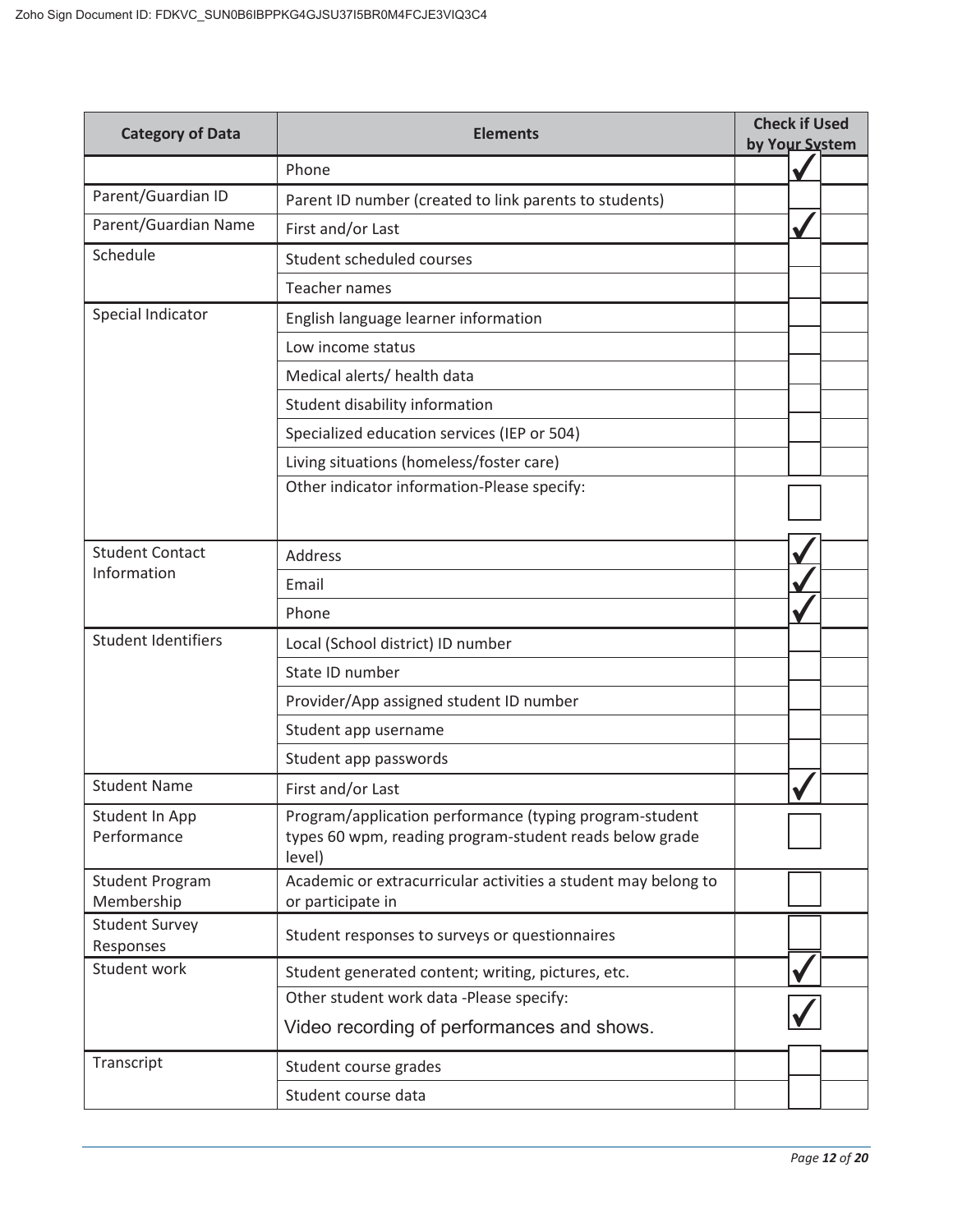| Category of Data | Elements | Check if Used by Your System |
| --- | --- | --- |
| | Phone | ✓ |
| Parent/Guardian ID | Parent ID number (created to link parents to students) | |
| Parent/Guardian Name | First and/or Last | ✓ |
| Schedule | Student scheduled courses | |
| | Teacher names | |
| Special Indicator | English language learner information | |
| | Low income status | |
| | Medical alerts/ health data | |
| | Student disability information | |
| | Specialized education services (IEP or 504) | |
| | Living situations (homeless/foster care) | |
| | Other indicator information-Please specify: | |
| Student Contact Information | Address | ✓ |
| | Email | ✓ |
| | Phone | ✓ |
| Student Identifiers | Local (School district) ID number | |
| | State ID number | |
| | Provider/App assigned student ID number | |
| | Student app username | |
| | Student app passwords | |
| Student Name | First and/or Last | ✓ |
| Student In App Performance | Program/application performance (typing program-student types 60 wpm, reading program-student reads below grade level) | |
| Student Program Membership | Academic or extracurricular activities a student may belong to or participate in | |
| Student Survey Responses | Student responses to surveys or questionnaires | |
| Student work | Student generated content; writing, pictures, etc. | ✓ |
| | Other student work data -Please specify: Video recording of performances and shows. | ✓ |
| Transcript | Student course grades | |
| | Student course data | |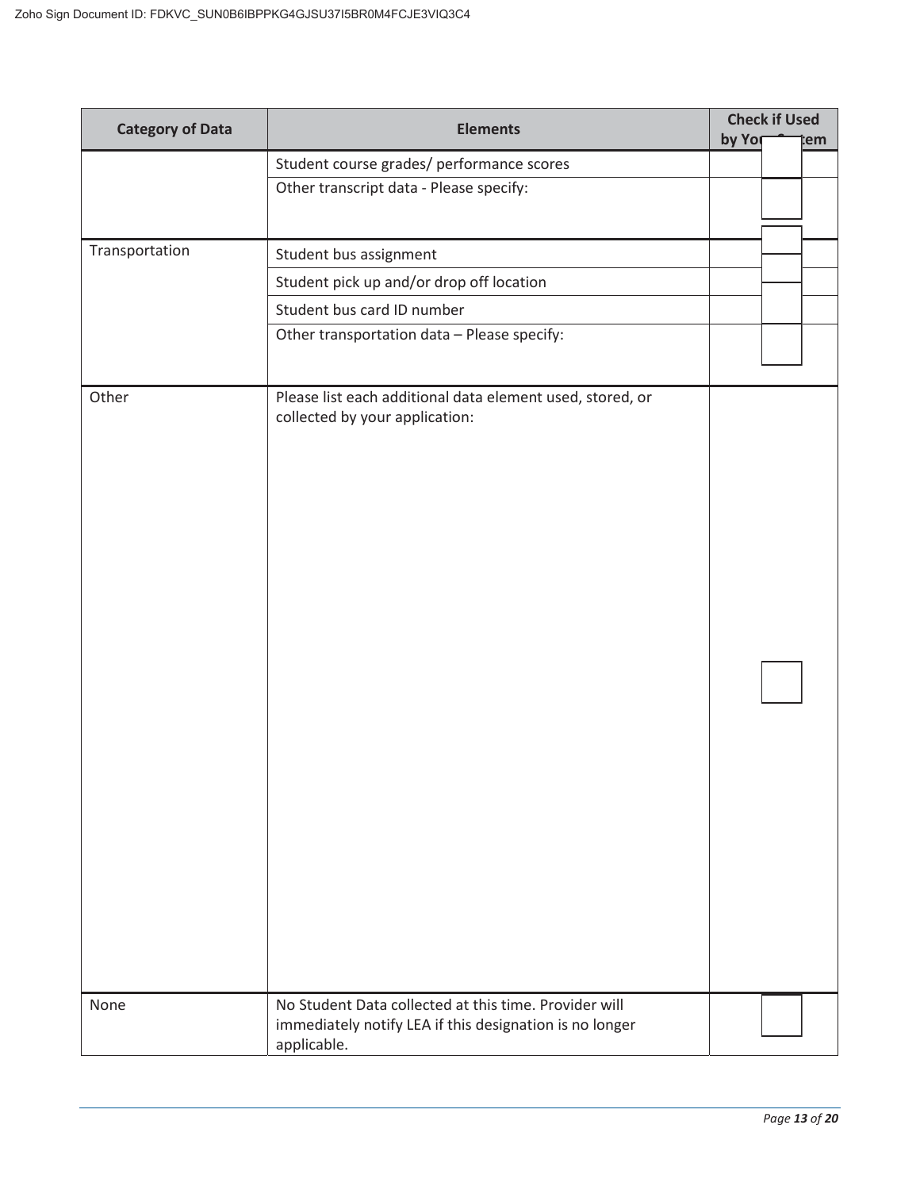| Category of Data | Elements | Check if Used by Your System |
|---|---|---|
| | Student course grades/ performance scores | |
| | Other transcript data - Please specify: | |
| Transportation | Student bus assignment | |
| | Student pick up and/or drop off location | |
| | Student bus card ID number | |
| | Other transportation data – Please specify: | |
| Other | Please list each additional data element used, stored, or collected by your application: | |
| None | No Student Data collected at this time. Provider will immediately notify LEA if this designation is no longer applicable. | |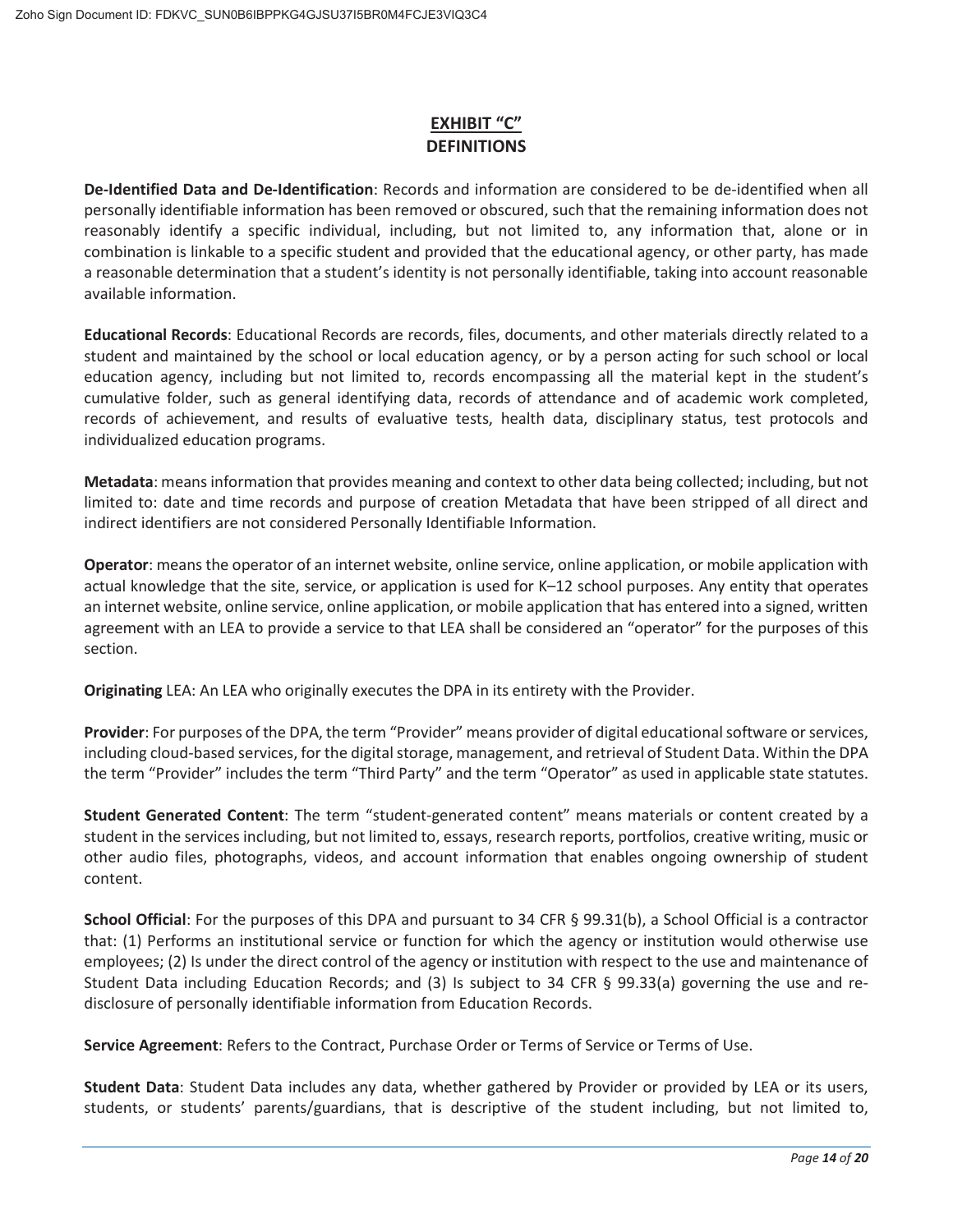# EXHIBIT "C"
## DEFINITIONS

**De-Identified Data and De-Identification**: Records and information are considered to be de-identified when all personally identifiable information has been removed or obscured, such that the remaining information does not reasonably identify a specific individual, including, but not limited to, any information that, alone or in combination is linkable to a specific student and provided that the educational agency, or other party, has made a reasonable determination that a student's identity is not personally identifiable, taking into account reasonable available information.

**Educational Records**: Educational Records are records, files, documents, and other materials directly related to a student and maintained by the school or local education agency, or by a person acting for such school or local education agency, including but not limited to, records encompassing all the material kept in the student's cumulative folder, such as general identifying data, records of attendance and of academic work completed, records of achievement, and results of evaluative tests, health data, disciplinary status, test protocols and individualized education programs.

**Metadata**: means information that provides meaning and context to other data being collected; including, but not limited to: date and time records and purpose of creation Metadata that have been stripped of all direct and indirect identifiers are not considered Personally Identifiable Information.

**Operator**: means the operator of an internet website, online service, online application, or mobile application with actual knowledge that the site, service, or application is used for K–12 school purposes. Any entity that operates an internet website, online service, online application, or mobile application that has entered into a signed, written agreement with an LEA to provide a service to that LEA shall be considered an "operator" for the purposes of this section.

**Originating** LEA: An LEA who originally executes the DPA in its entirety with the Provider.

**Provider**: For purposes of the DPA, the term "Provider" means provider of digital educational software or services, including cloud-based services, for the digital storage, management, and retrieval of Student Data. Within the DPA the term "Provider" includes the term "Third Party" and the term "Operator" as used in applicable state statutes.

**Student Generated Content**: The term "student-generated content" means materials or content created by a student in the services including, but not limited to, essays, research reports, portfolios, creative writing, music or other audio files, photographs, videos, and account information that enables ongoing ownership of student content.

**School Official**: For the purposes of this DPA and pursuant to 34 CFR § 99.31(b), a School Official is a contractor that: (1) Performs an institutional service or function for which the agency or institution would otherwise use employees; (2) Is under the direct control of the agency or institution with respect to the use and maintenance of Student Data including Education Records; and (3) Is subject to 34 CFR § 99.33(a) governing the use and re-disclosure of personally identifiable information from Education Records.

**Service Agreement**: Refers to the Contract, Purchase Order or Terms of Service or Terms of Use.

**Student Data**: Student Data includes any data, whether gathered by Provider or provided by LEA or its users, students, or students' parents/guardians, that is descriptive of the student including, but not limited to,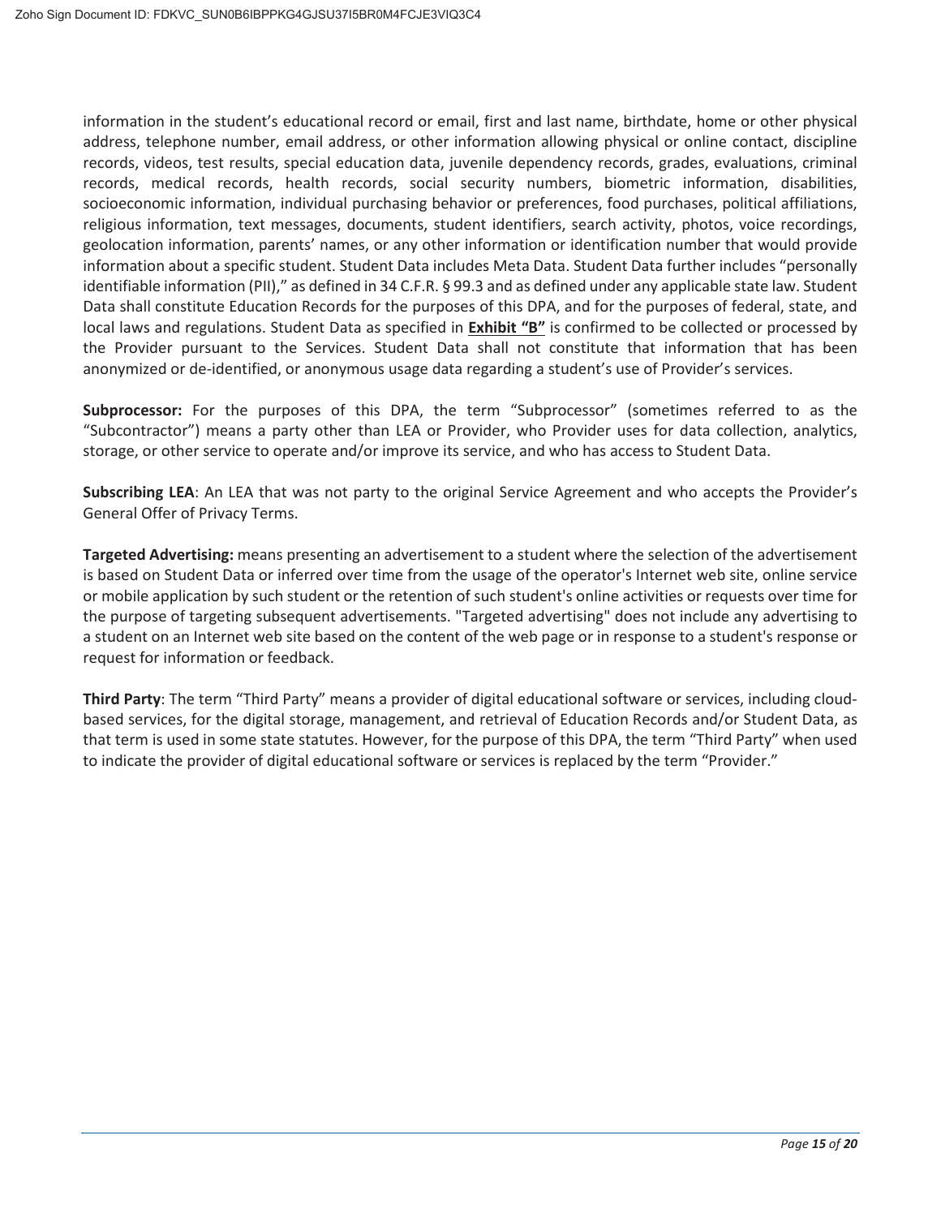information in the student's educational record or email, first and last name, birthdate, home or other physical address, telephone number, email address, or other information allowing physical or online contact, discipline records, videos, test results, special education data, juvenile dependency records, grades, evaluations, criminal records, medical records, health records, social security numbers, biometric information, disabilities, socioeconomic information, individual purchasing behavior or preferences, food purchases, political affiliations, religious information, text messages, documents, student identifiers, search activity, photos, voice recordings, geolocation information, parents' names, or any other information or identification number that would provide information about a specific student. Student Data includes Meta Data. Student Data further includes "personally identifiable information (PII)," as defined in 34 C.F.R. § 99.3 and as defined under any applicable state law. Student Data shall constitute Education Records for the purposes of this DPA, and for the purposes of federal, state, and local laws and regulations. Student Data as specified in **Exhibit "B"** is confirmed to be collected or processed by the Provider pursuant to the Services. Student Data shall not constitute that information that has been anonymized or de-identified, or anonymous usage data regarding a student's use of Provider's services.

**Subprocessor:** For the purposes of this DPA, the term "Subprocessor" (sometimes referred to as the "Subcontractor") means a party other than LEA or Provider, who Provider uses for data collection, analytics, storage, or other service to operate and/or improve its service, and who has access to Student Data.

**Subscribing LEA**: An LEA that was not party to the original Service Agreement and who accepts the Provider's General Offer of Privacy Terms.

**Targeted Advertising:** means presenting an advertisement to a student where the selection of the advertisement is based on Student Data or inferred over time from the usage of the operator's Internet web site, online service or mobile application by such student or the retention of such student's online activities or requests over time for the purpose of targeting subsequent advertisements. "Targeted advertising" does not include any advertising to a student on an Internet web site based on the content of the web page or in response to a student's response or request for information or feedback.

**Third Party**: The term "Third Party" means a provider of digital educational software or services, including cloud-based services, for the digital storage, management, and retrieval of Education Records and/or Student Data, as that term is used in some state statutes. However, for the purpose of this DPA, the term "Third Party" when used to indicate the provider of digital educational software or services is replaced by the term "Provider."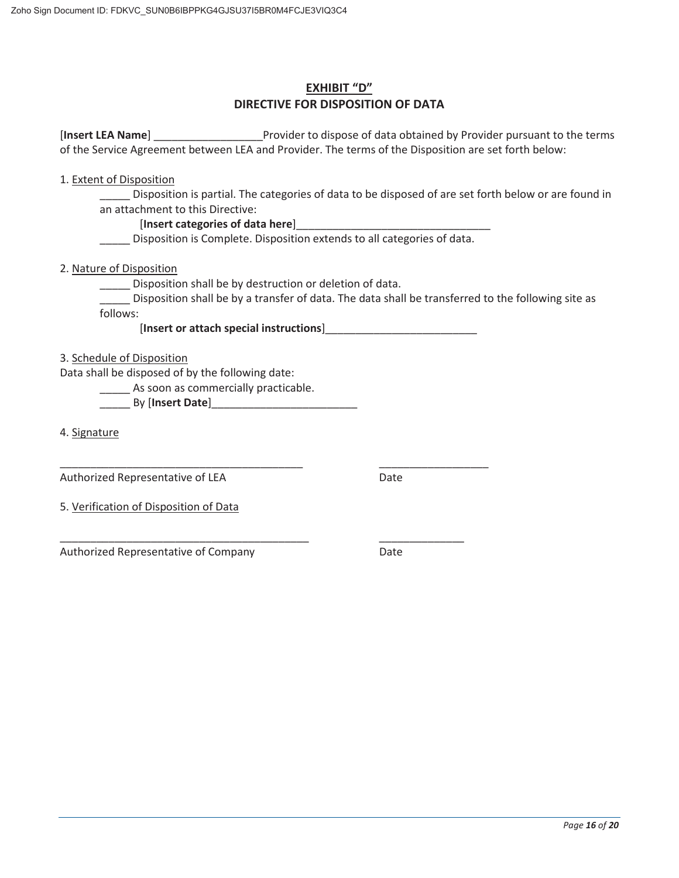## EXHIBIT "D"
## DIRECTIVE FOR DISPOSITION OF DATA

[**Insert LEA Name**] __________________Provider to dispose of data obtained by Provider pursuant to the terms of the Service Agreement between LEA and Provider. The terms of the Disposition are set forth below:

1. Extent of Disposition

_____ Disposition is partial. The categories of data to be disposed of are set forth below or are found in an attachment to this Directive:

[**Insert categories of data here**]________________________________

_____ Disposition is Complete. Disposition extends to all categories of data.

2. Nature of Disposition

_____ Disposition shall be by destruction or deletion of data.

_____ Disposition shall be by a transfer of data. The data shall be transferred to the following site as follows:

[**Insert or attach special instructions**]_________________________

3. Schedule of Disposition

Data shall be disposed of by the following date:

_____ As soon as commercially practicable.

_____ By [**Insert Date**]________________________

4. Signature

_________________________________________ __________________

Authorized Representative of LEA Date

5. Verification of Disposition of Data

__________________________________________ ______________

Authorized Representative of Company Date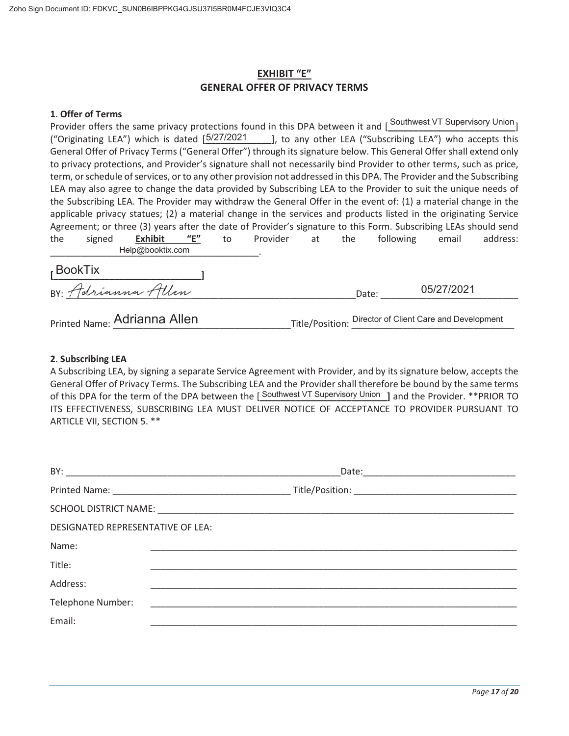# EXHIBIT "E"
## GENERAL OFFER OF PRIVACY TERMS

**1. Offer of Terms**

Provider offers the same privacy protections found in this DPA between it and [Southwest VT Supervisory Union] ("Originating LEA") which is dated [5/27/2021], to any other LEA ("Subscribing LEA") who accepts this General Offer of Privacy Terms ("General Offer") through its signature below. This General Offer shall extend only to privacy protections, and Provider's signature shall not necessarily bind Provider to other terms, such as price, term, or schedule of services, or to any other provision not addressed in this DPA. The Provider and the Subscribing LEA may also agree to change the data provided by Subscribing LEA to the Provider to suit the unique needs of the Subscribing LEA. The Provider may withdraw the General Offer in the event of: (1) a material change in the applicable privacy statues; (2) a material change in the services and products listed in the originating Service Agreement; or three (3) years after the date of Provider's signature to this Form. Subscribing LEAs should send the signed **Exhibit "E"** to Provider at the following email address: Help@booktix.com.

[BookTix]

BY: Adrianna Allen  Date: 05/27/2021

Printed Name: Adrianna Allen  Title/Position: Director of Client Care and Development

**2. Subscribing LEA**

A Subscribing LEA, by signing a separate Service Agreement with Provider, and by its signature below, accepts the General Offer of Privacy Terms. The Subscribing LEA and the Provider shall therefore be bound by the same terms of this DPA for the term of the DPA between the [Southwest VT Supervisory Union] and the Provider. **PRIOR TO ITS EFFECTIVENESS, SUBSCRIBING LEA MUST DELIVER NOTICE OF ACCEPTANCE TO PROVIDER PURSUANT TO ARTICLE VII, SECTION 5. **

BY: ______________________ Date: ______________________

Printed Name: ______________________ Title/Position: ______________________

SCHOOL DISTRICT NAME: ______________________

DESIGNATED REPRESENTATIVE OF LEA:

Name: ______________________

Title: ______________________

Address: ______________________

Telephone Number: ______________________

Email: ______________________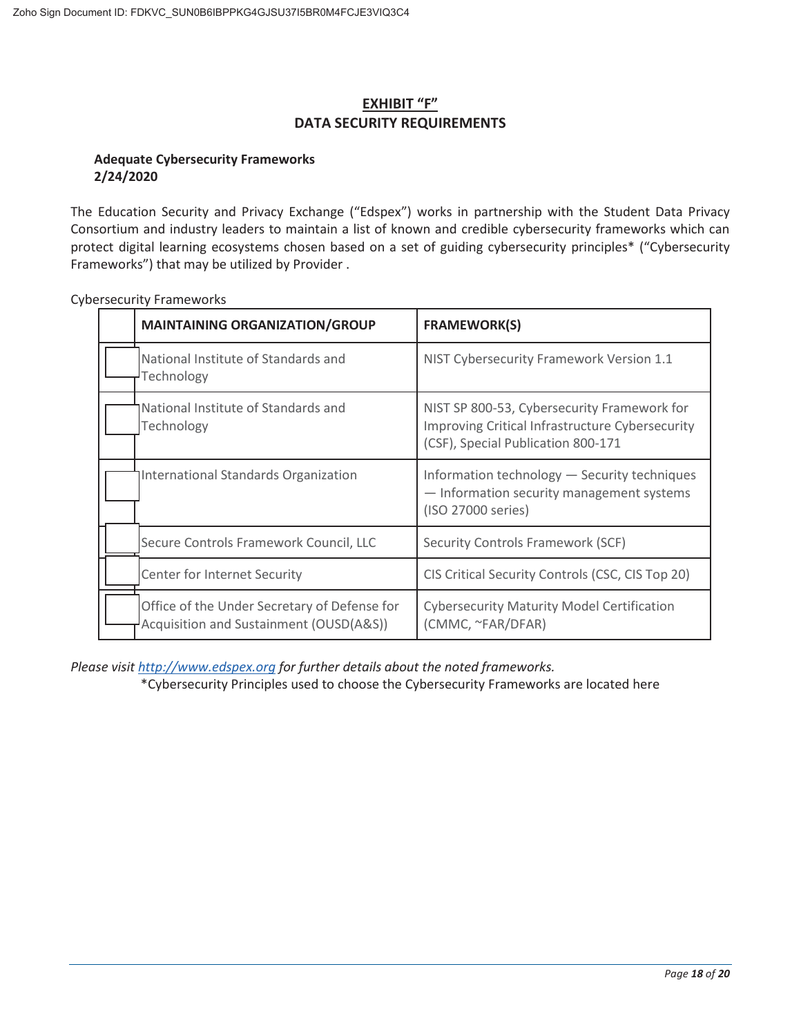# EXHIBIT "F"
## DATA SECURITY REQUIREMENTS

**Adequate Cybersecurity Frameworks**
**2/24/2020**

The Education Security and Privacy Exchange ("Edspex") works in partnership with the Student Data Privacy Consortium and industry leaders to maintain a list of known and credible cybersecurity frameworks which can protect digital learning ecosystems chosen based on a set of guiding cybersecurity principles* ("Cybersecurity Frameworks") that may be utilized by Provider .

Cybersecurity Frameworks

| | MAINTAINING ORGANIZATION/GROUP | FRAMEWORK(S) |
|---|---|---|
| ☐ | National Institute of Standards and Technology | NIST Cybersecurity Framework Version 1.1 |
| ☐ | National Institute of Standards and Technology | NIST SP 800-53, Cybersecurity Framework for Improving Critical Infrastructure Cybersecurity (CSF), Special Publication 800-171 |
| ☐ | International Standards Organization | Information technology — Security techniques — Information security management systems (ISO 27000 series) |
| ☐ | Secure Controls Framework Council, LLC | Security Controls Framework (SCF) |
| ☐ | Center for Internet Security | CIS Critical Security Controls (CSC, CIS Top 20) |
| ☐ | Office of the Under Secretary of Defense for Acquisition and Sustainment (OUSD(A&S)) | Cybersecurity Maturity Model Certification (CMMC, ~FAR/DFAR) |

*Please visit [http://www.edspex.org](http://www.edspex.org) for further details about the noted frameworks.*

*Cybersecurity Principles used to choose the Cybersecurity Frameworks are located here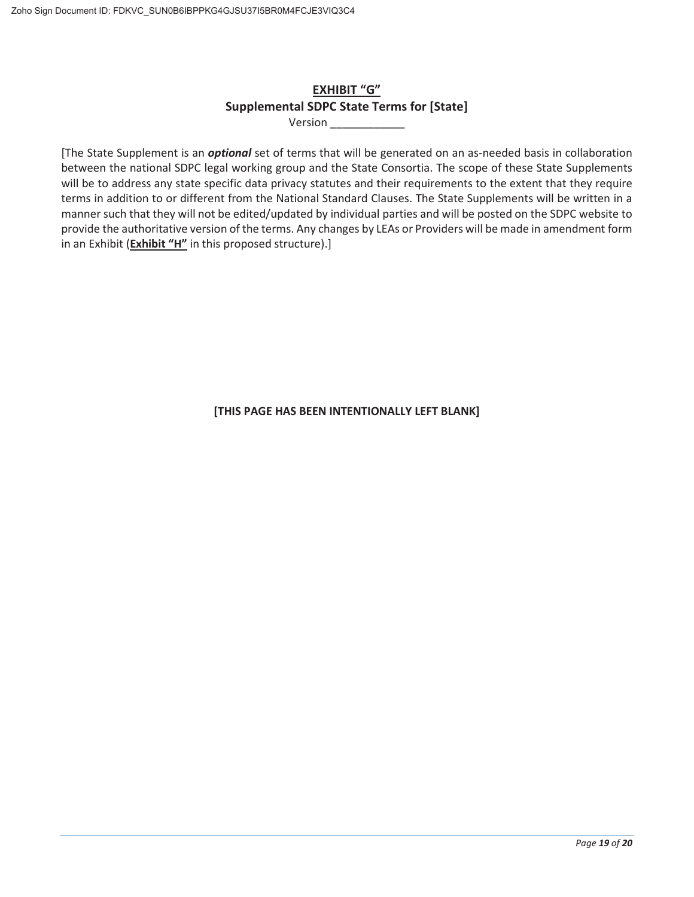**<u>EXHIBIT "G"</u>**

**Supplemental SDPC State Terms for [State]**

Version ____________

[The State Supplement is an ***optional*** set of terms that will be generated on an as-needed basis in collaboration between the national SDPC legal working group and the State Consortia. The scope of these State Supplements will be to address any state specific data privacy statutes and their requirements to the extent that they require terms in addition to or different from the National Standard Clauses. The State Supplements will be written in a manner such that they will not be edited/updated by individual parties and will be posted on the SDPC website to provide the authoritative version of the terms. Any changes by LEAs or Providers will be made in amendment form in an Exhibit (**<u>Exhibit "H"</u>** in this proposed structure).]

**[THIS PAGE HAS BEEN INTENTIONALLY LEFT BLANK]**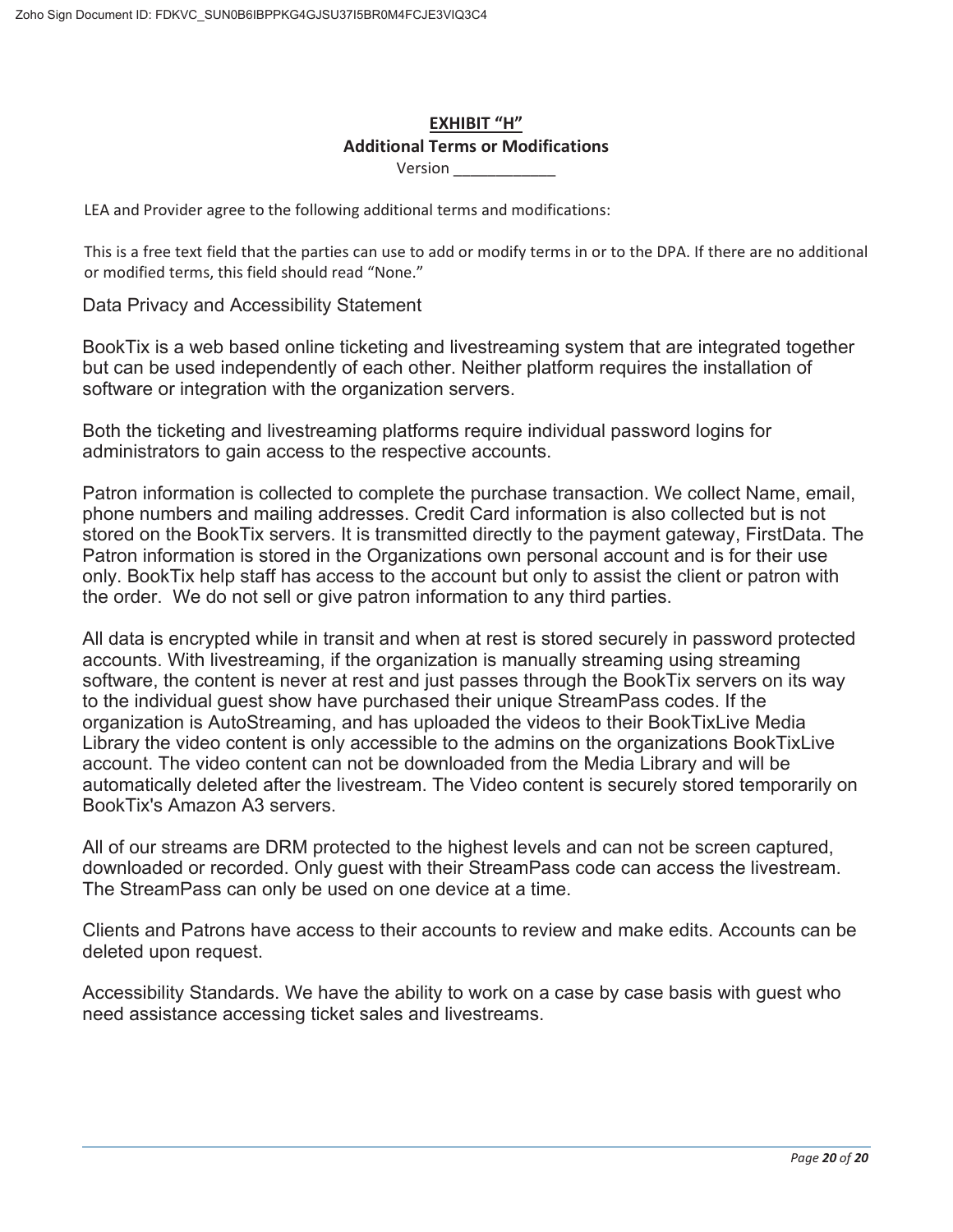## EXHIBIT "H"

### Additional Terms or Modifications

Version ____________

LEA and Provider agree to the following additional terms and modifications:

This is a free text field that the parties can use to add or modify terms in or to the DPA. If there are no additional or modified terms, this field should read "None."

Data Privacy and Accessibility Statement

BookTix is a web based online ticketing and livestreaming system that are integrated together but can be used independently of each other. Neither platform requires the installation of software or integration with the organization servers.

Both the ticketing and livestreaming platforms require individual password logins for administrators to gain access to the respective accounts.

Patron information is collected to complete the purchase transaction. We collect Name, email, phone numbers and mailing addresses. Credit Card information is also collected but is not stored on the BookTix servers. It is transmitted directly to the payment gateway, FirstData. The Patron information is stored in the Organizations own personal account and is for their use only. BookTix help staff has access to the account but only to assist the client or patron with the order. We do not sell or give patron information to any third parties.

All data is encrypted while in transit and when at rest is stored securely in password protected accounts. With livestreaming, if the organization is manually streaming using streaming software, the content is never at rest and just passes through the BookTix servers on its way to the individual guest show have purchased their unique StreamPass codes. If the organization is AutoStreaming, and has uploaded the videos to their BookTixLive Media Library the video content is only accessible to the admins on the organizations BookTixLive account. The video content can not be downloaded from the Media Library and will be automatically deleted after the livestream. The Video content is securely stored temporarily on BookTix's Amazon A3 servers.

All of our streams are DRM protected to the highest levels and can not be screen captured, downloaded or recorded. Only guest with their StreamPass code can access the livestream. The StreamPass can only be used on one device at a time.

Clients and Patrons have access to their accounts to review and make edits. Accounts can be deleted upon request.

Accessibility Standards. We have the ability to work on a case by case basis with guest who need assistance accessing ticket sales and livestreams.